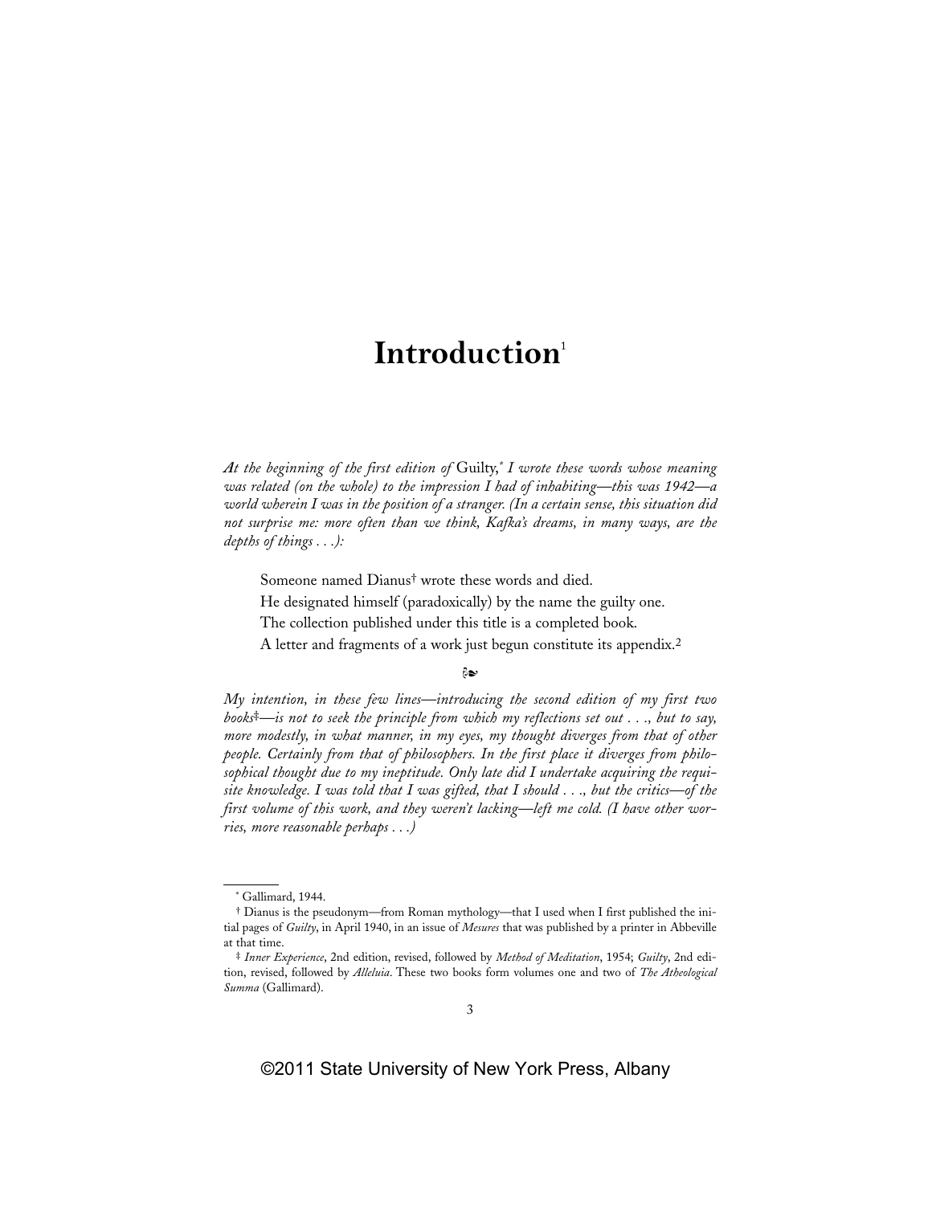# Introduction[1]

*At the beginning of the first edition of* Guilty,[*] *I wrote these words whose meaning was related (on the whole) to the impression I had of inhabiting—this was 1942—a world wherein I was in the position of a stranger. (In a certain sense, this situation did not surprise me: more often than we think, Kafka's dreams, in many ways, are the depths of things . . .):*

> Someone named Dianus[†] wrote these words and died.
> He designated himself (paradoxically) by the name the guilty one.
> The collection published under this title is a completed book.
> A letter and fragments of a work just begun constitute its appendix.[2]

❧

*My intention, in these few lines—introducing the second edition of my first two books*[‡]*—is not to seek the principle from which my reflections set out . . ., but to say, more modestly, in what manner, in my eyes, my thought diverges from that of other people. Certainly from that of philosophers. In the first place it diverges from philosophical thought due to my ineptitude. Only late did I undertake acquiring the requisite knowledge. I was told that I was gifted, that I should . . ., but the critics—of the first volume of this work, and they weren't lacking—left me cold. (I have other worries, more reasonable perhaps . . .)*

---

[*] Gallimard, 1944.

[†] Dianus is the pseudonym—from Roman mythology—that I used when I first published the initial pages of *Guilty*, in April 1940, in an issue of *Mesures* that was published by a printer in Abbeville at that time.

[‡] *Inner Experience*, 2nd edition, revised, followed by *Method of Meditation*, 1954; *Guilty*, 2nd edition, revised, followed by *Alleluia*. These two books form volumes one and two of *The Atheological Summa* (Gallimard).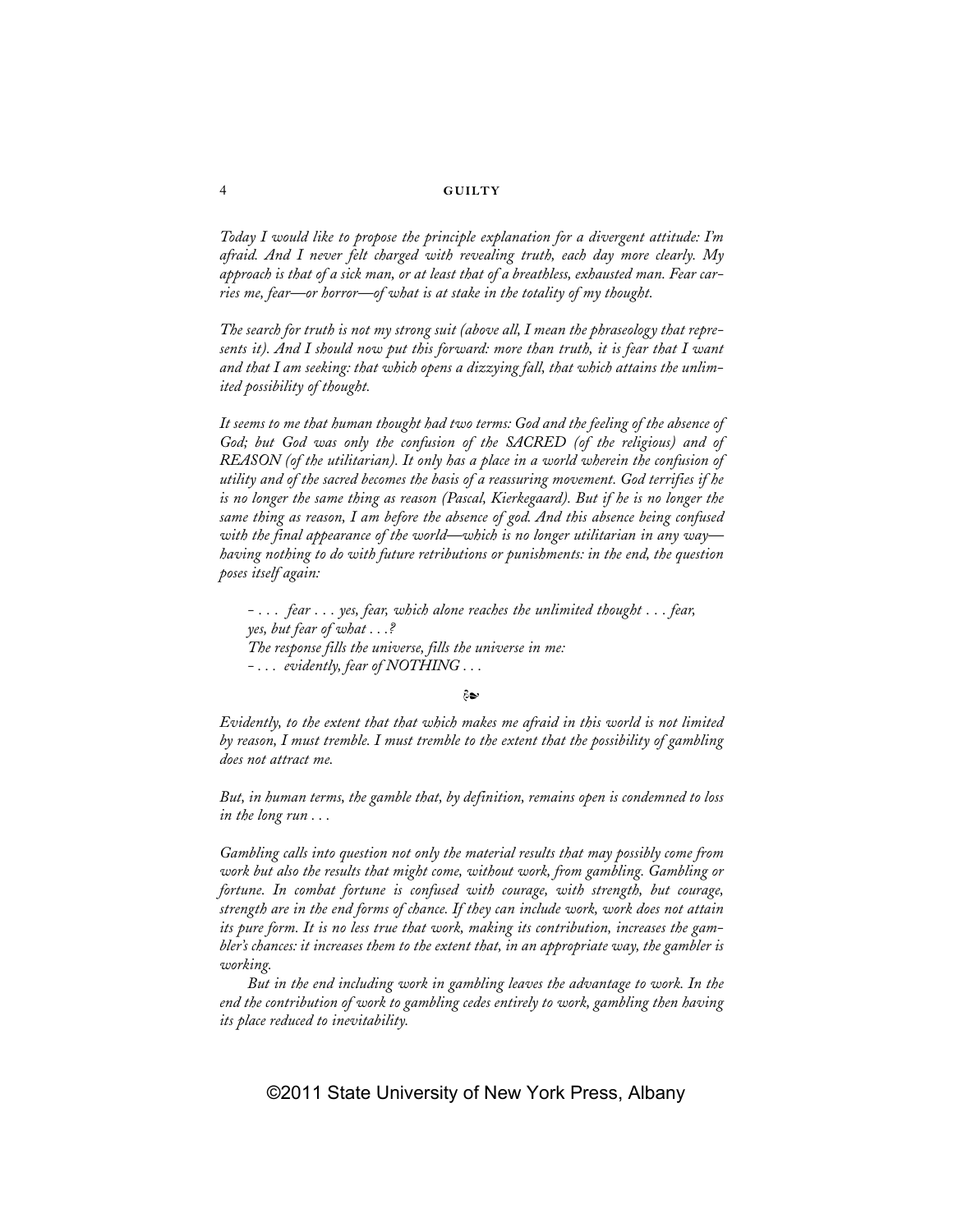*Today I would like to propose the principle explanation for a divergent attitude: I'm afraid. And I never felt charged with revealing truth, each day more clearly. My approach is that of a sick man, or at least that of a breathless, exhausted man. Fear carries me, fear—or horror—of what is at stake in the totality of my thought.*

*The search for truth is not my strong suit (above all, I mean the phraseology that represents it). And I should now put this forward: more than truth, it is fear that I want and that I am seeking: that which opens a dizzying fall, that which attains the unlimited possibility of thought.*

*It seems to me that human thought had two terms: God and the feeling of the absence of God; but God was only the confusion of the SACRED (of the religious) and of REASON (of the utilitarian). It only has a place in a world wherein the confusion of utility and of the sacred becomes the basis of a reassuring movement. God terrifies if he is no longer the same thing as reason (Pascal, Kierkegaard). But if he is no longer the same thing as reason, I am before the absence of god. And this absence being confused with the final appearance of the world—which is no longer utilitarian in any way—having nothing to do with future retributions or punishments: in the end, the question poses itself again:*

> – . . . *fear . . . yes, fear, which alone reaches the unlimited thought . . . fear, yes, but fear of what . . .?*
> *The response fills the universe, fills the universe in me:*
> – . . . *evidently, fear of NOTHING . . .*

❧

*Evidently, to the extent that that which makes me afraid in this world is not limited by reason, I must tremble. I must tremble to the extent that the possibility of gambling does not attract me.*

*But, in human terms, the gamble that, by definition, remains open is condemned to loss in the long run . . .*

*Gambling calls into question not only the material results that may possibly come from work but also the results that might come, without work, from gambling. Gambling or fortune. In combat fortune is confused with courage, with strength, but courage, strength are in the end forms of chance. If they can include work, work does not attain its pure form. It is no less true that work, making its contribution, increases the gambler's chances: it increases them to the extent that, in an appropriate way, the gambler is working.*

*But in the end including work in gambling leaves the advantage to work. In the end the contribution of work to gambling cedes entirely to work, gambling then having its place reduced to inevitability.*

©2011 State University of New York Press, Albany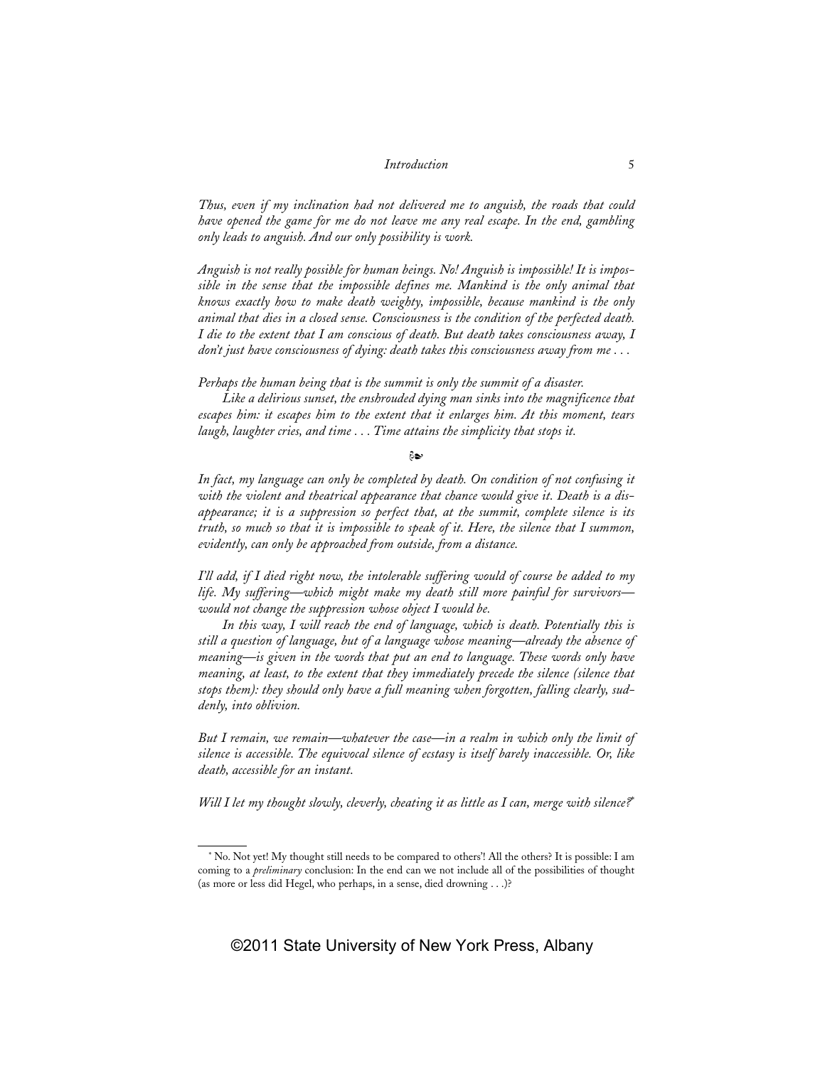*Thus, even if my inclination had not delivered me to anguish, the roads that could have opened the game for me do not leave me any real escape. In the end, gambling only leads to anguish. And our only possibility is work.*

*Anguish is not really possible for human beings. No! Anguish is impossible! It is impossible in the sense that the impossible defines me. Mankind is the only animal that knows exactly how to make death weighty, impossible, because mankind is the only animal that dies in a closed sense. Consciousness is the condition of the perfected death. I die to the extent that I am conscious of death. But death takes consciousness away, I don't just have consciousness of dying: death takes this consciousness away from me . . .*

*Perhaps the human being that is the summit is only the summit of a disaster.*

*Like a delirious sunset, the enshrouded dying man sinks into the magnificence that escapes him: it escapes him to the extent that it enlarges him. At this moment, tears laugh, laughter cries, and time . . . Time attains the simplicity that stops it.*

❧

*In fact, my language can only be completed by death. On condition of not confusing it with the violent and theatrical appearance that chance would give it. Death is a disappearance; it is a suppression so perfect that, at the summit, complete silence is its truth, so much so that it is impossible to speak of it. Here, the silence that I summon, evidently, can only be approached from outside, from a distance.*

*I'll add, if I died right now, the intolerable suffering would of course be added to my life. My suffering—which might make my death still more painful for survivors—would not change the suppression whose object I would be.*

*In this way, I will reach the end of language, which is death. Potentially this is still a question of language, but of a language whose meaning—already the absence of meaning—is given in the words that put an end to language. These words only have meaning, at least, to the extent that they immediately precede the silence (silence that stops them): they should only have a full meaning when forgotten, falling clearly, suddenly, into oblivion.*

*But I remain, we remain—whatever the case—in a realm in which only the limit of silence is accessible. The equivocal silence of ecstasy is itself barely inaccessible. Or, like death, accessible for an instant.*

*Will I let my thought slowly, cleverly, cheating it as little as I can, merge with silence?\**

\* No. Not yet! My thought still needs to be compared to others'! All the others? It is possible: I am coming to a *preliminary* conclusion: In the end can we not include all of the possibilities of thought (as more or less did Hegel, who perhaps, in a sense, died drowning . . .)?

©2011 State University of New York Press, Albany